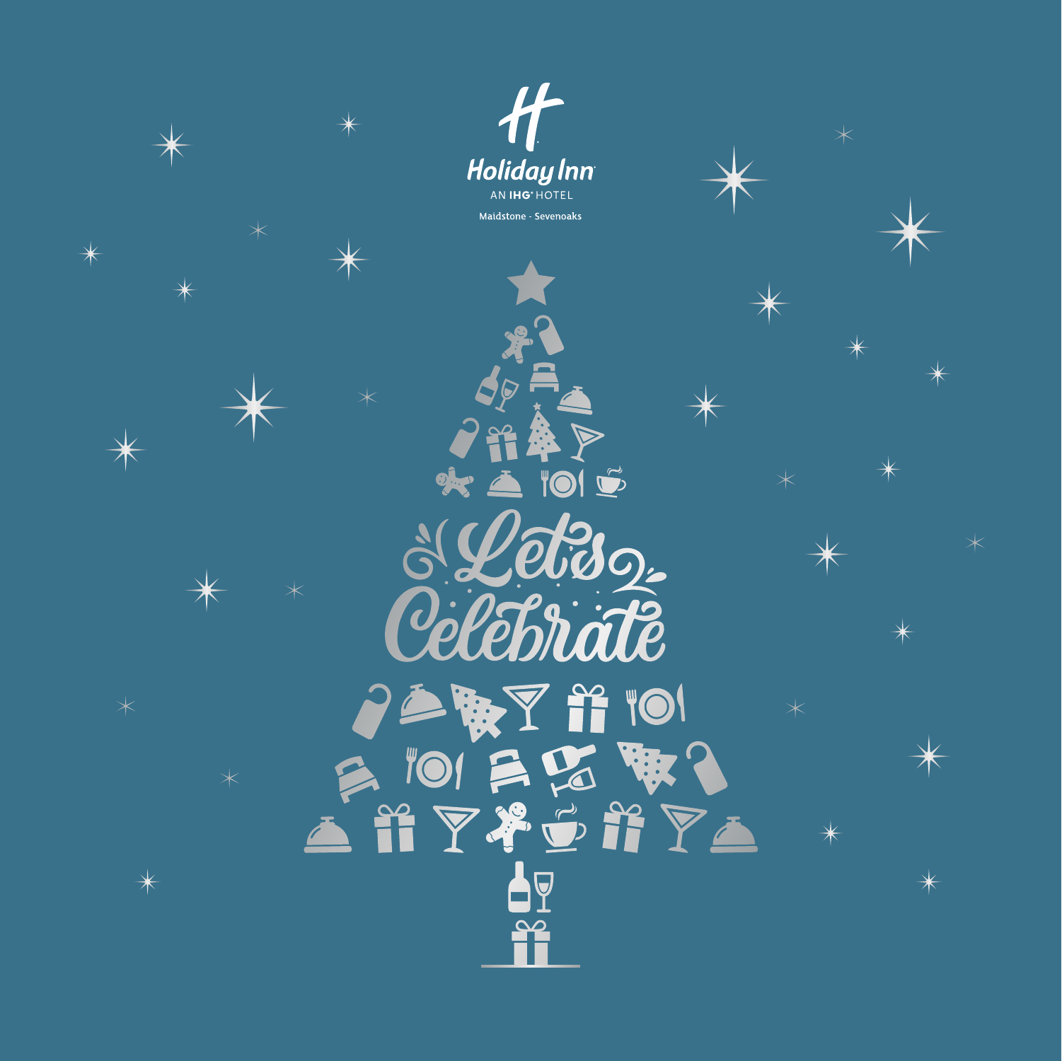Holiday Inn

AN IHG HOTEL

Maidstone - Sevenoaks

# Let's Celebrate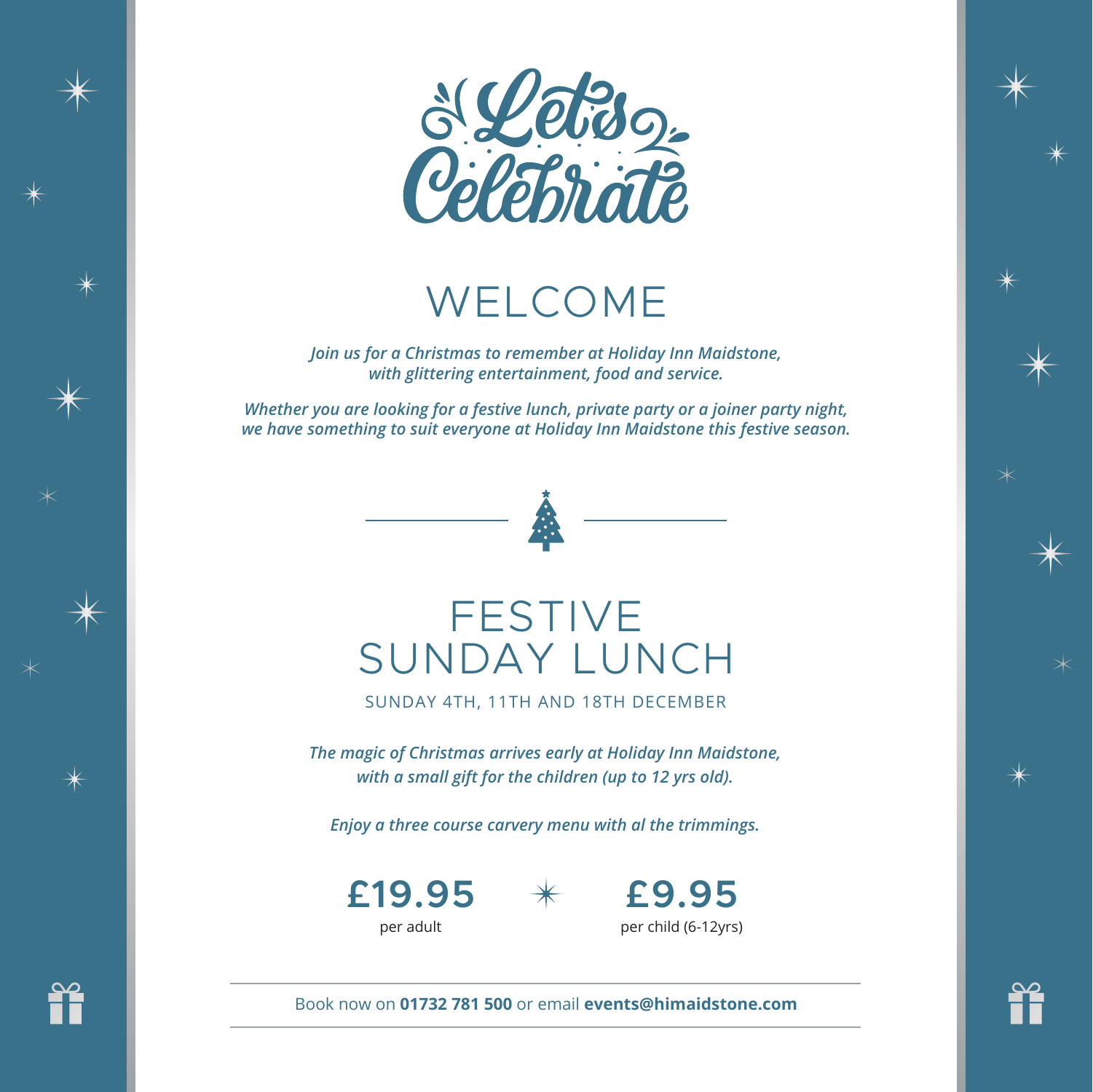# Let's Celebrate

## WELCOME

***Join us for a Christmas to remember at Holiday Inn Maidstone, with glittering entertainment, food and service.***

***Whether you are looking for a festive lunch, private party or a joiner party night, we have something to suit everyone at Holiday Inn Maidstone this festive season.***

## FESTIVE SUNDAY LUNCH

SUNDAY 4TH, 11TH AND 18TH DECEMBER

***The magic of Christmas arrives early at Holiday Inn Maidstone, with a small gift for the children (up to 12 yrs old).***

***Enjoy a three course carvery menu with al the trimmings.***

**£19.95**
per adult

**£9.95**
per child (6-12yrs)

Book now on **01732 781 500** or email **events@himaidstone.com**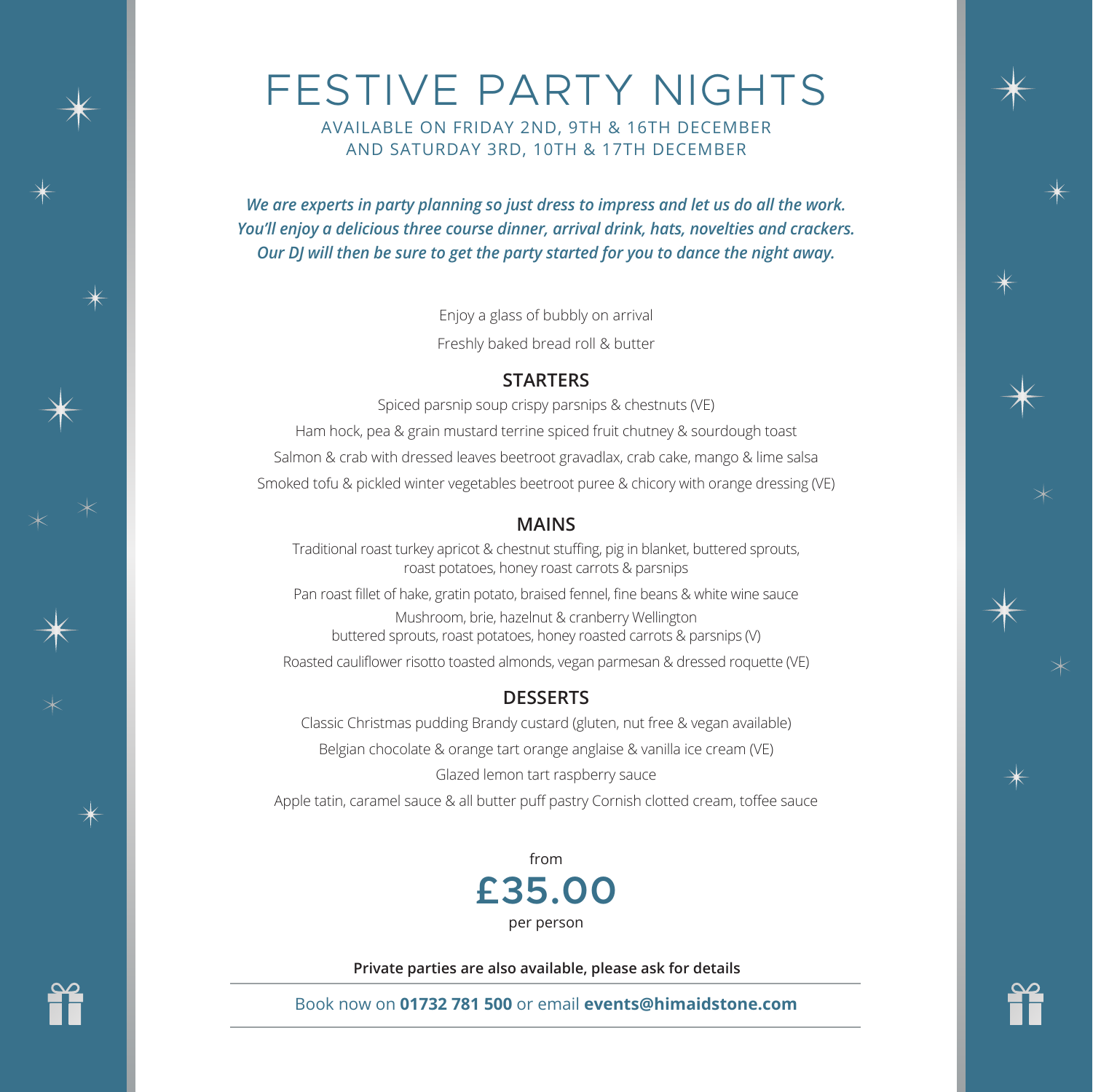# FESTIVE PARTY NIGHTS

AVAILABLE ON FRIDAY 2ND, 9TH & 16TH DECEMBER
AND SATURDAY 3RD, 10TH & 17TH DECEMBER

***We are experts in party planning so just dress to impress and let us do all the work. You'll enjoy a delicious three course dinner, arrival drink, hats, novelties and crackers. Our DJ will then be sure to get the party started for you to dance the night away.***

Enjoy a glass of bubbly on arrival

Freshly baked bread roll & butter

## STARTERS

Spiced parsnip soup crispy parsnips & chestnuts (VE)

Ham hock, pea & grain mustard terrine spiced fruit chutney & sourdough toast

Salmon & crab with dressed leaves beetroot gravadlax, crab cake, mango & lime salsa

Smoked tofu & pickled winter vegetables beetroot puree & chicory with orange dressing (VE)

## MAINS

Traditional roast turkey apricot & chestnut stuffing, pig in blanket, buttered sprouts, roast potatoes, honey roast carrots & parsnips

Pan roast fillet of hake, gratin potato, braised fennel, fine beans & white wine sauce

Mushroom, brie, hazelnut & cranberry Wellington
buttered sprouts, roast potatoes, honey roasted carrots & parsnips (V)

Roasted cauliflower risotto toasted almonds, vegan parmesan & dressed roquette (VE)

## DESSERTS

Classic Christmas pudding Brandy custard (gluten, nut free & vegan available)

Belgian chocolate & orange tart orange anglaise & vanilla ice cream (VE)

Glazed lemon tart raspberry sauce

Apple tatin, caramel sauce & all butter puff pastry Cornish clotted cream, toffee sauce

from
## £35.00
per person

**Private parties are also available, please ask for details**

Book now on **01732 781 500** or email **events@himaidstone.com**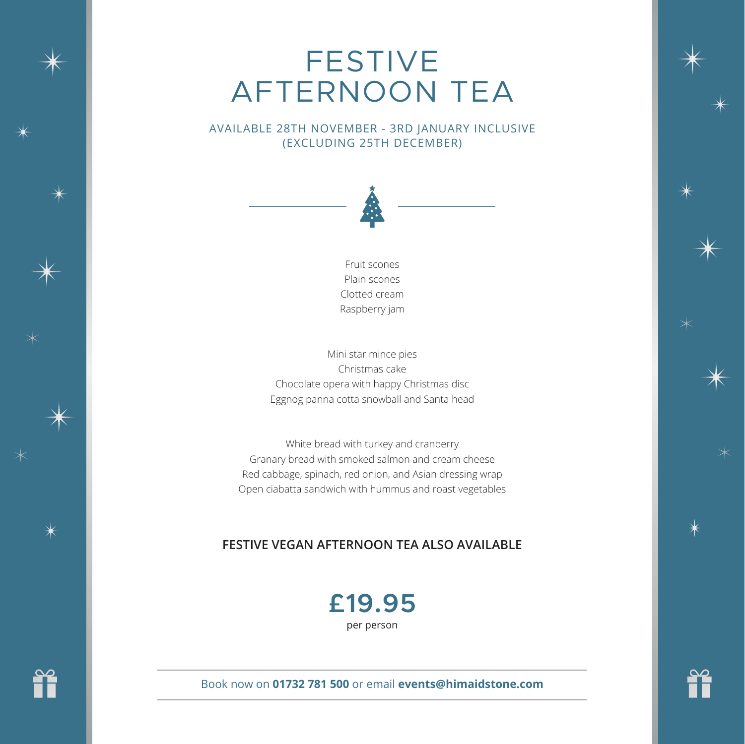# FESTIVE AFTERNOON TEA

AVAILABLE 28TH NOVEMBER - 3RD JANUARY INCLUSIVE
(EXCLUDING 25TH DECEMBER)

Fruit scones
Plain scones
Clotted cream
Raspberry jam

Mini star mince pies
Christmas cake
Chocolate opera with happy Christmas disc
Eggnog panna cotta snowball and Santa head

White bread with turkey and cranberry
Granary bread with smoked salmon and cream cheese
Red cabbage, spinach, red onion, and Asian dressing wrap
Open ciabatta sandwich with hummus and roast vegetables

**FESTIVE VEGAN AFTERNOON TEA ALSO AVAILABLE**

**£19.95**
per person

Book now on **01732 781 500** or email **events@himaidstone.com**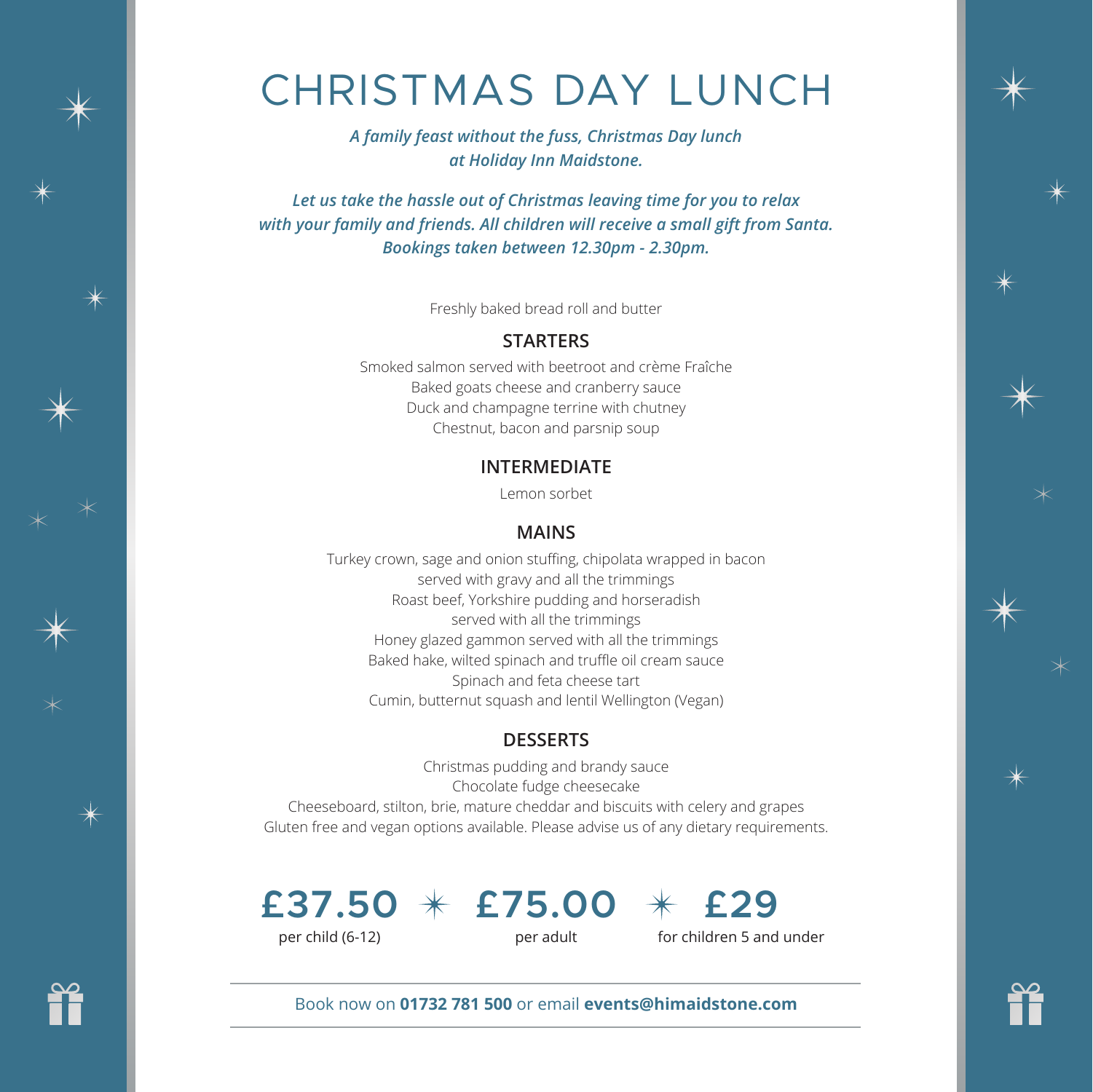# CHRISTMAS DAY LUNCH

*A family feast without the fuss, Christmas Day lunch at Holiday Inn Maidstone.*

*Let us take the hassle out of Christmas leaving time for you to relax with your family and friends. All children will receive a small gift from Santa. Bookings taken between 12.30pm - 2.30pm.*

Freshly baked bread roll and butter

## STARTERS

Smoked salmon served with beetroot and crème Fraîche
Baked goats cheese and cranberry sauce
Duck and champagne terrine with chutney
Chestnut, bacon and parsnip soup

## INTERMEDIATE

Lemon sorbet

## MAINS

Turkey crown, sage and onion stuffing, chipolata wrapped in bacon served with gravy and all the trimmings
Roast beef, Yorkshire pudding and horseradish served with all the trimmings
Honey glazed gammon served with all the trimmings
Baked hake, wilted spinach and truffle oil cream sauce
Spinach and feta cheese tart
Cumin, butternut squash and lentil Wellington (Vegan)

## DESSERTS

Christmas pudding and brandy sauce
Chocolate fudge cheesecake
Cheeseboard, stilton, brie, mature cheddar and biscuits with celery and grapes
Gluten free and vegan options available. Please advise us of any dietary requirements.

**£37.50** per child (6-12) ✶ **£75.00** per adult ✶ **£29** for children 5 and under

Book now on **01732 781 500** or email **events@himaidstone.com**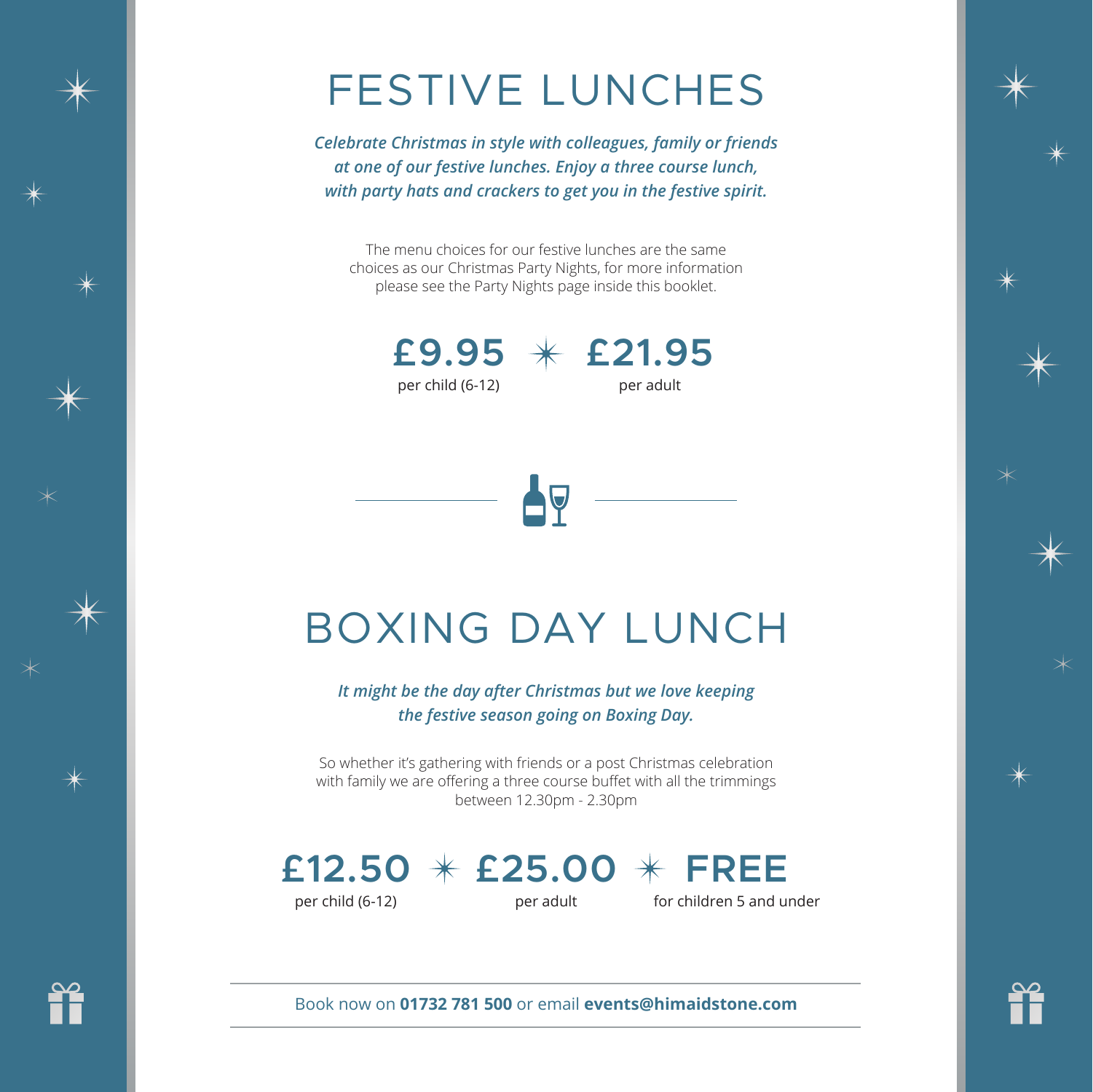# FESTIVE LUNCHES

***Celebrate Christmas in style with colleagues, family or friends at one of our festive lunches. Enjoy a three course lunch, with party hats and crackers to get you in the festive spirit.***

The menu choices for our festive lunches are the same choices as our Christmas Party Nights, for more information please see the Party Nights page inside this booklet.

**£9.95** per child (6-12) ✶ **£21.95** per adult

# BOXING DAY LUNCH

***It might be the day after Christmas but we love keeping the festive season going on Boxing Day.***

So whether it's gathering with friends or a post Christmas celebration with family we are offering a three course buffet with all the trimmings between 12.30pm - 2.30pm

**£12.50** per child (6-12) ✶ **£25.00** per adult ✶ **FREE** for children 5 and under

Book now on **01732 781 500** or email **events@himaidstone.com**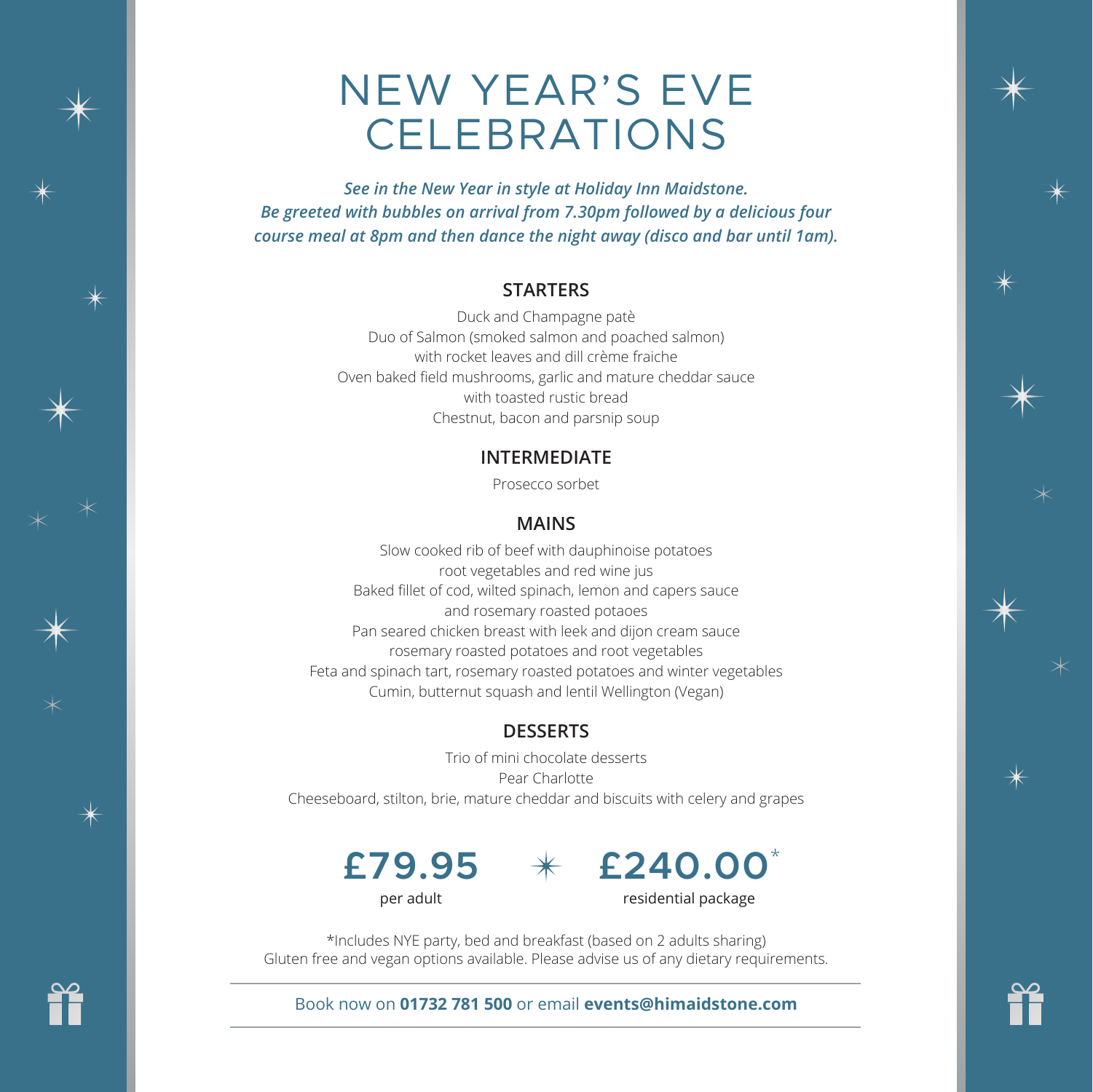# NEW YEAR'S EVE CELEBRATIONS

***See in the New Year in style at Holiday Inn Maidstone. Be greeted with bubbles on arrival from 7.30pm followed by a delicious four course meal at 8pm and then dance the night away (disco and bar until 1am).***

## STARTERS

Duck and Champagne patè
Duo of Salmon (smoked salmon and poached salmon) with rocket leaves and dill crème fraiche
Oven baked field mushrooms, garlic and mature cheddar sauce with toasted rustic bread
Chestnut, bacon and parsnip soup

## INTERMEDIATE

Prosecco sorbet

## MAINS

Slow cooked rib of beef with dauphinoise potatoes root vegetables and red wine jus
Baked fillet of cod, wilted spinach, lemon and capers sauce and rosemary roasted potaoes
Pan seared chicken breast with leek and dijon cream sauce rosemary roasted potatoes and root vegetables
Feta and spinach tart, rosemary roasted potatoes and winter vegetables
Cumin, butternut squash and lentil Wellington (Vegan)

## DESSERTS

Trio of mini chocolate desserts
Pear Charlotte
Cheeseboard, stilton, brie, mature cheddar and biscuits with celery and grapes

**£79.95** per adult

**£240.00*** residential package

*Includes NYE party, bed and breakfast (based on 2 adults sharing)
Gluten free and vegan options available. Please advise us of any dietary requirements.

Book now on **01732 781 500** or email **events@himaidstone.com**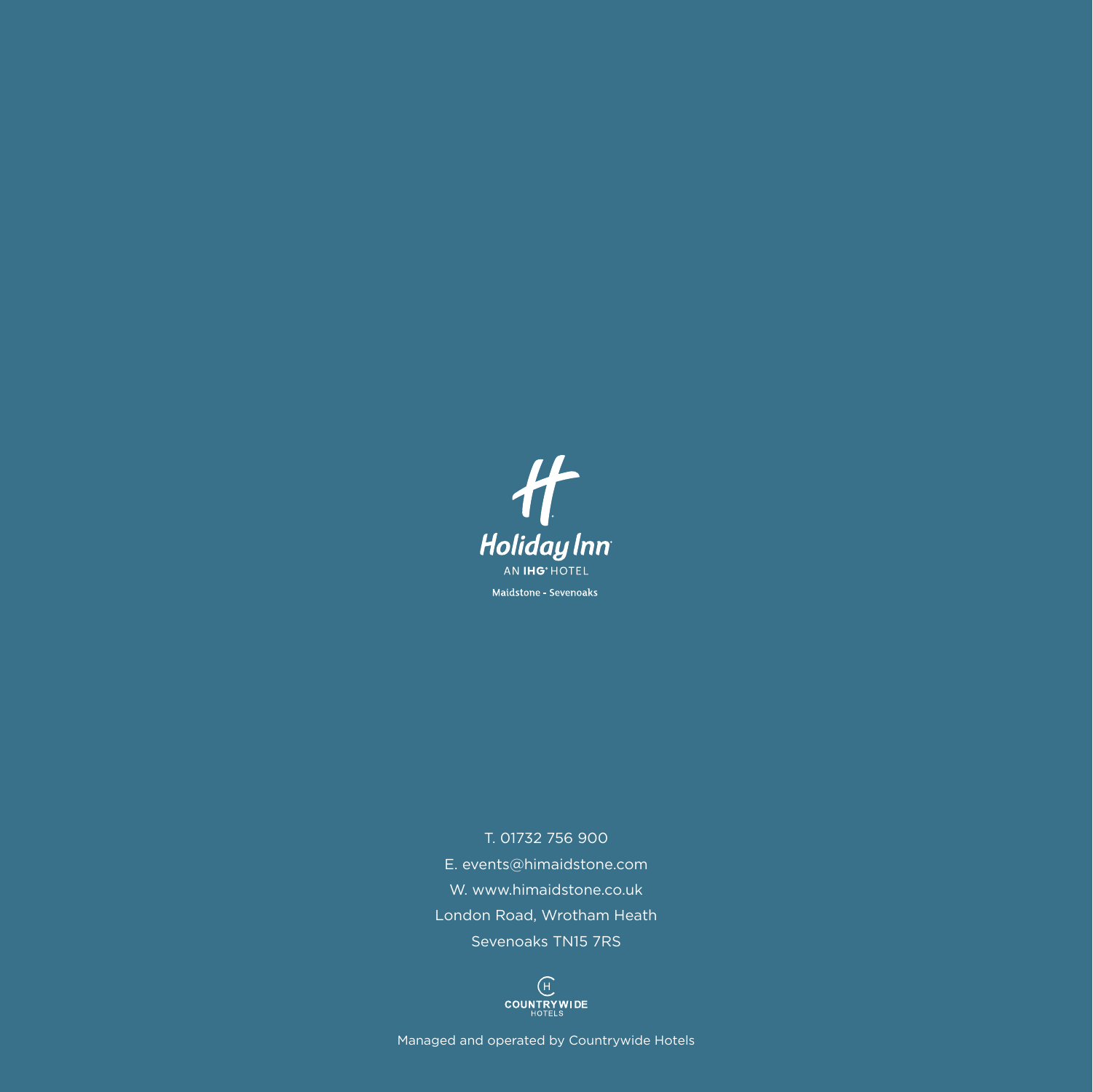Holiday Inn

AN IHG HOTEL

Maidstone - Sevenoaks

T. 01732 756 900

E. events@himaidstone.com

W. www.himaidstone.co.uk

London Road, Wrotham Heath

Sevenoaks TN15 7RS

COUNTRYWIDE HOTELS

Managed and operated by Countrywide Hotels